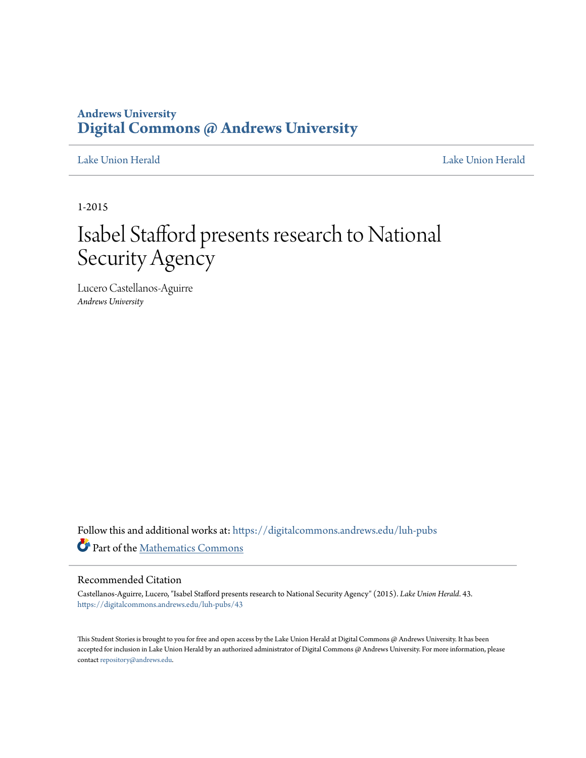Andrews University
**Digital Commons @ Andrews University**

Lake Union Herald | Lake Union Herald

1-2015

# Isabel Stafford presents research to National Security Agency

Lucero Castellanos-Aguirre
*Andrews University*

Follow this and additional works at: https://digitalcommons.andrews.edu/luh-pubs

Part of the Mathematics Commons

## Recommended Citation

Castellanos-Aguirre, Lucero, "Isabel Stafford presents research to National Security Agency" (2015). *Lake Union Herald*. 43.
https://digitalcommons.andrews.edu/luh-pubs/43

This Student Stories is brought to you for free and open access by the Lake Union Herald at Digital Commons @ Andrews University. It has been accepted for inclusion in Lake Union Herald by an authorized administrator of Digital Commons @ Andrews University. For more information, please contact repository@andrews.edu.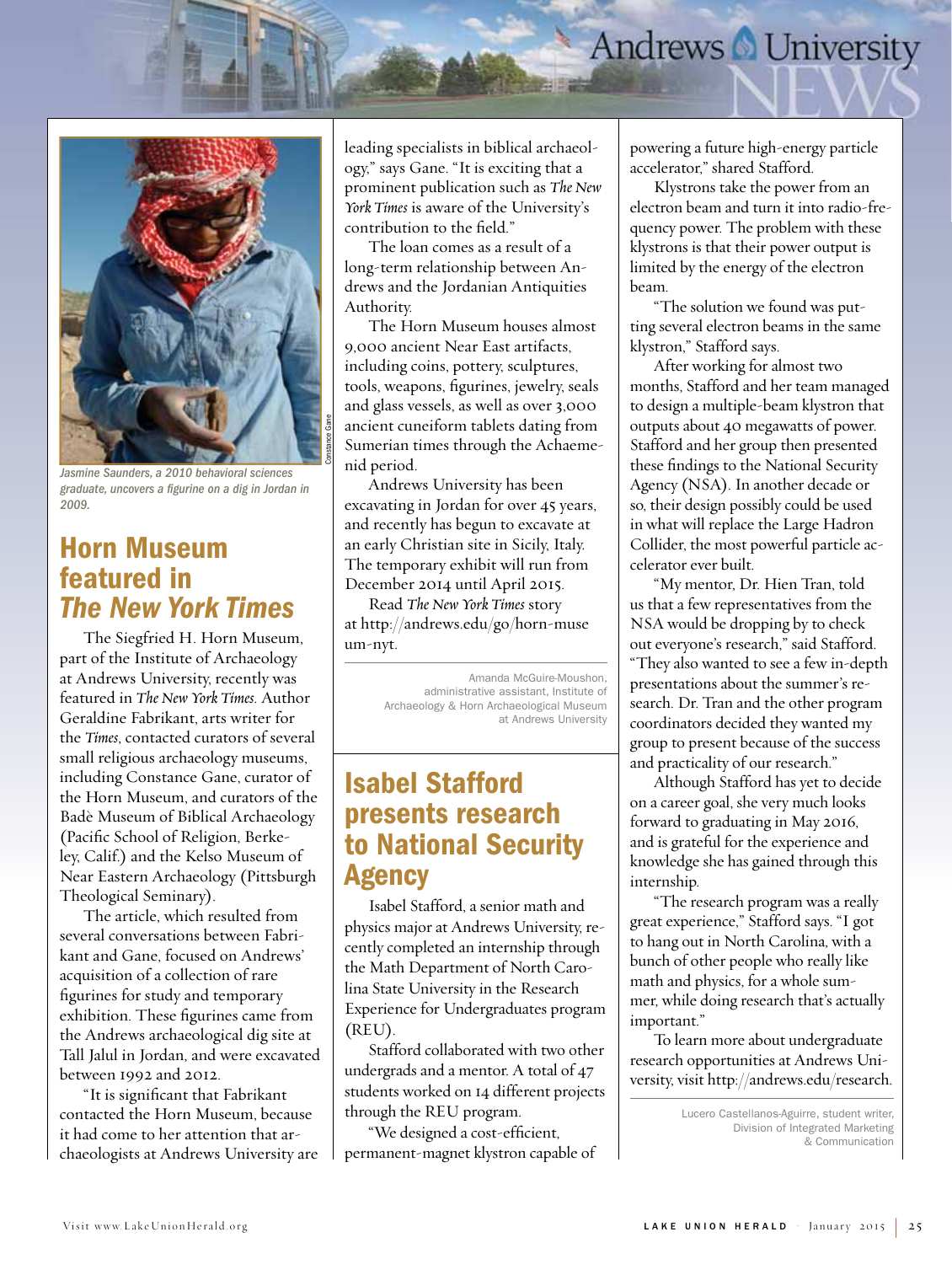Jasmine Saunders, a 2010 behavioral sciences graduate, uncovers a figurine on a dig in Jordan in 2009.

Constance Gane

## Horn Museum featured in *The New York Times*

The Siegfried H. Horn Museum, part of the Institute of Archaeology at Andrews University, recently was featured in *The New York Times*. Author Geraldine Fabrikant, arts writer for the *Times*, contacted curators of several small religious archaeology museums, including Constance Gane, curator of the Horn Museum, and curators of the Badè Museum of Biblical Archaeology (Pacific School of Religion, Berkeley, Calif.) and the Kelso Museum of Near Eastern Archaeology (Pittsburgh Theological Seminary).

The article, which resulted from several conversations between Fabrikant and Gane, focused on Andrews' acquisition of a collection of rare figurines for study and temporary exhibition. These figurines came from the Andrews archaeological dig site at Tall Jalul in Jordan, and were excavated between 1992 and 2012.

"It is significant that Fabrikant contacted the Horn Museum, because it had come to her attention that archaeologists at Andrews University are leading specialists in biblical archaeology," says Gane. "It is exciting that a prominent publication such as *The New York Times* is aware of the University's contribution to the field."

The loan comes as a result of a long-term relationship between Andrews and the Jordanian Antiquities Authority.

The Horn Museum houses almost 9,000 ancient Near East artifacts, including coins, pottery, sculptures, tools, weapons, figurines, jewelry, seals and glass vessels, as well as over 3,000 ancient cuneiform tablets dating from Sumerian times through the Achaemenid period.

Andrews University has been excavating in Jordan for over 45 years, and recently has begun to excavate at an early Christian site in Sicily, Italy. The temporary exhibit will run from December 2014 until April 2015.

Read *The New York Times* story at http://andrews.edu/go/horn-museum-nyt.

Amanda McGuire-Moushon, administrative assistant, Institute of Archaeology & Horn Archaeological Museum at Andrews University

## Isabel Stafford presents research to National Security Agency

Isabel Stafford, a senior math and physics major at Andrews University, recently completed an internship through the Math Department of North Carolina State University in the Research Experience for Undergraduates program (REU).

Stafford collaborated with two other undergrads and a mentor. A total of 47 students worked on 14 different projects through the REU program.

"We designed a cost-efficient, permanent-magnet klystron capable of powering a future high-energy particle accelerator," shared Stafford.

Klystrons take the power from an electron beam and turn it into radio-frequency power. The problem with these klystrons is that their power output is limited by the energy of the electron beam.

"The solution we found was putting several electron beams in the same klystron," Stafford says.

After working for almost two months, Stafford and her team managed to design a multiple-beam klystron that outputs about 40 megawatts of power. Stafford and her group then presented these findings to the National Security Agency (NSA). In another decade or so, their design possibly could be used in what will replace the Large Hadron Collider, the most powerful particle accelerator ever built.

"My mentor, Dr. Hien Tran, told us that a few representatives from the NSA would be dropping by to check out everyone's research," said Stafford. "They also wanted to see a few in-depth presentations about the summer's research. Dr. Tran and the other program coordinators decided they wanted my group to present because of the success and practicality of our research."

Although Stafford has yet to decide on a career goal, she very much looks forward to graduating in May 2016, and is grateful for the experience and knowledge she has gained through this internship.

"The research program was a really great experience," Stafford says. "I got to hang out in North Carolina, with a bunch of other people who really like math and physics, for a whole summer, while doing research that's actually important."

To learn more about undergraduate research opportunities at Andrews University, visit http://andrews.edu/research.

Lucero Castellanos-Aguirre, student writer, Division of Integrated Marketing & Communication